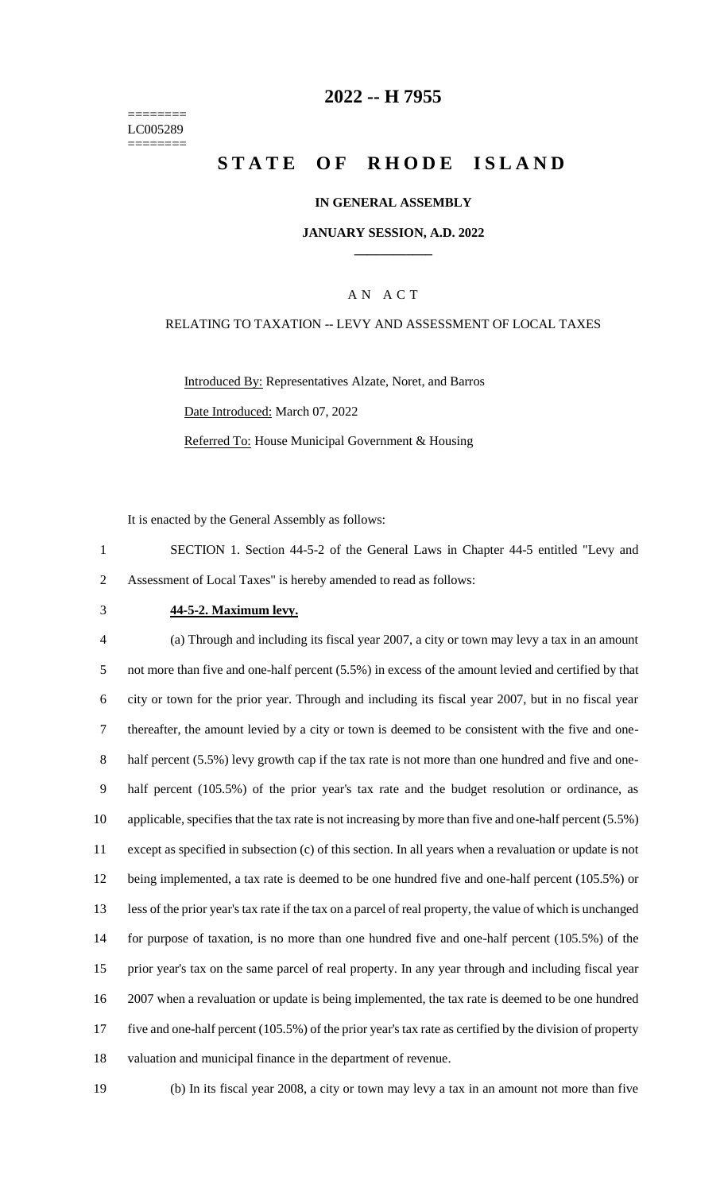========
LC005289
========

# 2022 -- H 7955

# STATE OF RHODE ISLAND

**IN GENERAL ASSEMBLY**

**JANUARY SESSION, A.D. 2022**

A N A C T

RELATING TO TAXATION -- LEVY AND ASSESSMENT OF LOCAL TAXES

Introduced By: Representatives Alzate, Noret, and Barros

Date Introduced: March 07, 2022

Referred To: House Municipal Government & Housing

It is enacted by the General Assembly as follows:

SECTION 1. Section 44-5-2 of the General Laws in Chapter 44-5 entitled "Levy and Assessment of Local Taxes" is hereby amended to read as follows:

**44-5-2. Maximum levy.**

(a) Through and including its fiscal year 2007, a city or town may levy a tax in an amount not more than five and one-half percent (5.5%) in excess of the amount levied and certified by that city or town for the prior year. Through and including its fiscal year 2007, but in no fiscal year thereafter, the amount levied by a city or town is deemed to be consistent with the five and one-half percent (5.5%) levy growth cap if the tax rate is not more than one hundred and five and one-half percent (105.5%) of the prior year's tax rate and the budget resolution or ordinance, as applicable, specifies that the tax rate is not increasing by more than five and one-half percent (5.5%) except as specified in subsection (c) of this section. In all years when a revaluation or update is not being implemented, a tax rate is deemed to be one hundred five and one-half percent (105.5%) or less of the prior year's tax rate if the tax on a parcel of real property, the value of which is unchanged for purpose of taxation, is no more than one hundred five and one-half percent (105.5%) of the prior year's tax on the same parcel of real property. In any year through and including fiscal year 2007 when a revaluation or update is being implemented, the tax rate is deemed to be one hundred five and one-half percent (105.5%) of the prior year's tax rate as certified by the division of property valuation and municipal finance in the department of revenue.

(b) In its fiscal year 2008, a city or town may levy a tax in an amount not more than five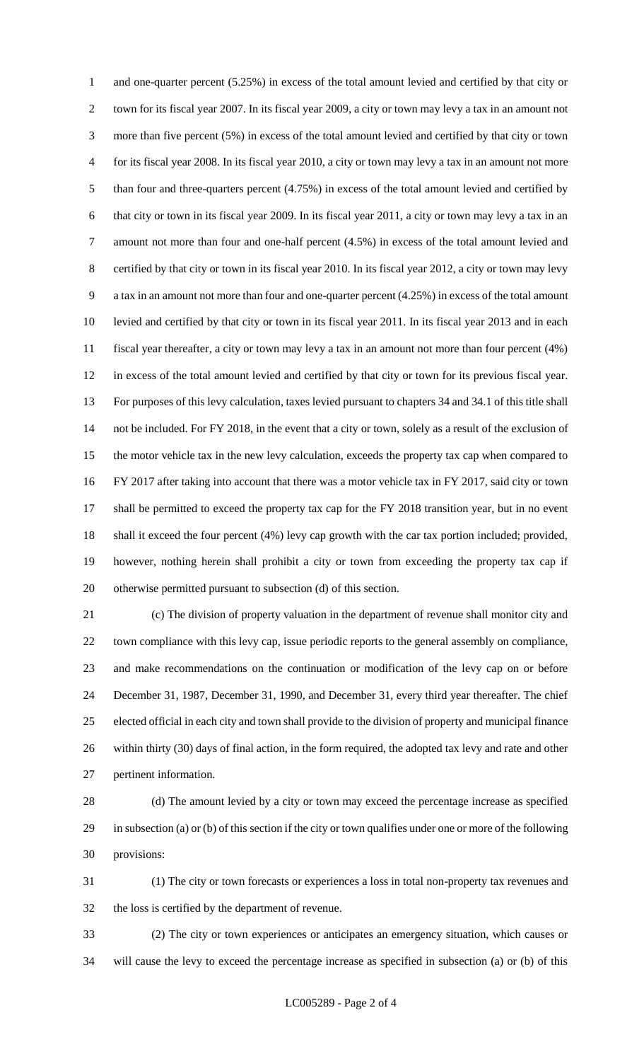and one-quarter percent (5.25%) in excess of the total amount levied and certified by that city or town for its fiscal year 2007. In its fiscal year 2009, a city or town may levy a tax in an amount not more than five percent (5%) in excess of the total amount levied and certified by that city or town for its fiscal year 2008. In its fiscal year 2010, a city or town may levy a tax in an amount not more than four and three-quarters percent (4.75%) in excess of the total amount levied and certified by that city or town in its fiscal year 2009. In its fiscal year 2011, a city or town may levy a tax in an amount not more than four and one-half percent (4.5%) in excess of the total amount levied and certified by that city or town in its fiscal year 2010. In its fiscal year 2012, a city or town may levy a tax in an amount not more than four and one-quarter percent (4.25%) in excess of the total amount levied and certified by that city or town in its fiscal year 2011. In its fiscal year 2013 and in each fiscal year thereafter, a city or town may levy a tax in an amount not more than four percent (4%) in excess of the total amount levied and certified by that city or town for its previous fiscal year. For purposes of this levy calculation, taxes levied pursuant to chapters 34 and 34.1 of this title shall not be included. For FY 2018, in the event that a city or town, solely as a result of the exclusion of the motor vehicle tax in the new levy calculation, exceeds the property tax cap when compared to FY 2017 after taking into account that there was a motor vehicle tax in FY 2017, said city or town shall be permitted to exceed the property tax cap for the FY 2018 transition year, but in no event shall it exceed the four percent (4%) levy cap growth with the car tax portion included; provided, however, nothing herein shall prohibit a city or town from exceeding the property tax cap if otherwise permitted pursuant to subsection (d) of this section.

(c) The division of property valuation in the department of revenue shall monitor city and town compliance with this levy cap, issue periodic reports to the general assembly on compliance, and make recommendations on the continuation or modification of the levy cap on or before December 31, 1987, December 31, 1990, and December 31, every third year thereafter. The chief elected official in each city and town shall provide to the division of property and municipal finance within thirty (30) days of final action, in the form required, the adopted tax levy and rate and other pertinent information.

(d) The amount levied by a city or town may exceed the percentage increase as specified in subsection (a) or (b) of this section if the city or town qualifies under one or more of the following provisions:

(1) The city or town forecasts or experiences a loss in total non-property tax revenues and the loss is certified by the department of revenue.

(2) The city or town experiences or anticipates an emergency situation, which causes or will cause the levy to exceed the percentage increase as specified in subsection (a) or (b) of this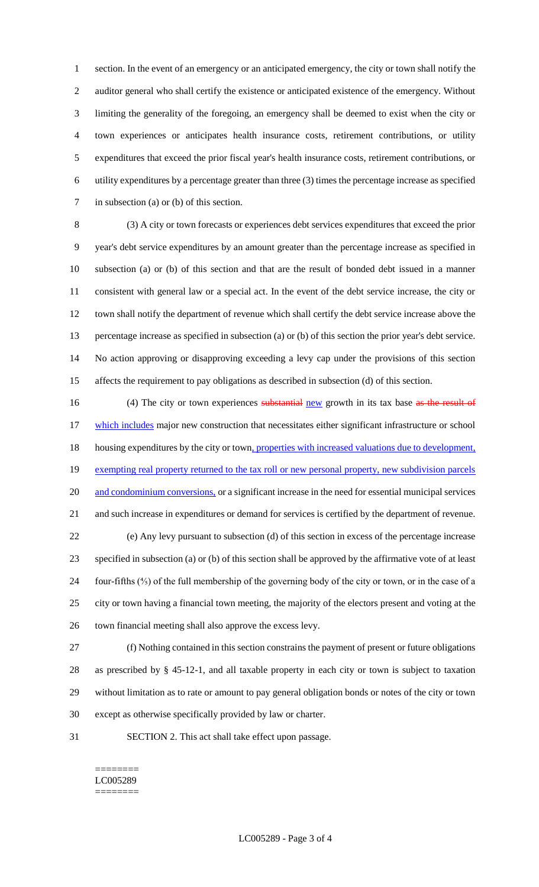section. In the event of an emergency or an anticipated emergency, the city or town shall notify the auditor general who shall certify the existence or anticipated existence of the emergency. Without limiting the generality of the foregoing, an emergency shall be deemed to exist when the city or town experiences or anticipates health insurance costs, retirement contributions, or utility expenditures that exceed the prior fiscal year's health insurance costs, retirement contributions, or utility expenditures by a percentage greater than three (3) times the percentage increase as specified in subsection (a) or (b) of this section.

(3) A city or town forecasts or experiences debt services expenditures that exceed the prior year's debt service expenditures by an amount greater than the percentage increase as specified in subsection (a) or (b) of this section and that are the result of bonded debt issued in a manner consistent with general law or a special act. In the event of the debt service increase, the city or town shall notify the department of revenue which shall certify the debt service increase above the percentage increase as specified in subsection (a) or (b) of this section the prior year's debt service. No action approving or disapproving exceeding a levy cap under the provisions of this section affects the requirement to pay obligations as described in subsection (d) of this section.

(4) The city or town experiences ~~substantial~~ new growth in its tax base ~~as the result of~~ which includes major new construction that necessitates either significant infrastructure or school housing expenditures by the city or town, properties with increased valuations due to development, exempting real property returned to the tax roll or new personal property, new subdivision parcels and condominium conversions, or a significant increase in the need for essential municipal services and such increase in expenditures or demand for services is certified by the department of revenue.

(e) Any levy pursuant to subsection (d) of this section in excess of the percentage increase specified in subsection (a) or (b) of this section shall be approved by the affirmative vote of at least four-fifths (⅘) of the full membership of the governing body of the city or town, or in the case of a city or town having a financial town meeting, the majority of the electors present and voting at the town financial meeting shall also approve the excess levy.

(f) Nothing contained in this section constrains the payment of present or future obligations as prescribed by § 45-12-1, and all taxable property in each city or town is subject to taxation without limitation as to rate or amount to pay general obligation bonds or notes of the city or town except as otherwise specifically provided by law or charter.

SECTION 2. This act shall take effect upon passage.

========
LC005289
========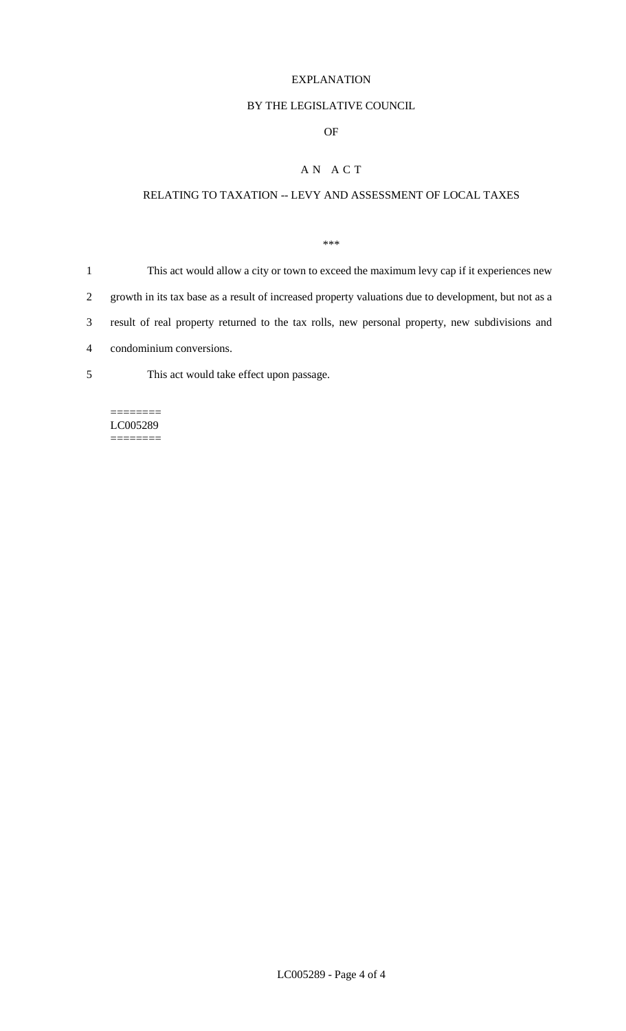EXPLANATION

BY THE LEGISLATIVE COUNCIL

OF

A N A C T

RELATING TO TAXATION -- LEVY AND ASSESSMENT OF LOCAL TAXES

\*\*\*

1 This act would allow a city or town to exceed the maximum levy cap if it experiences new
2 growth in its tax base as a result of increased property valuations due to development, but not as a
3 result of real property returned to the tax rolls, new personal property, new subdivisions and
4 condominium conversions.

5 This act would take effect upon passage.

========
LC005289
========